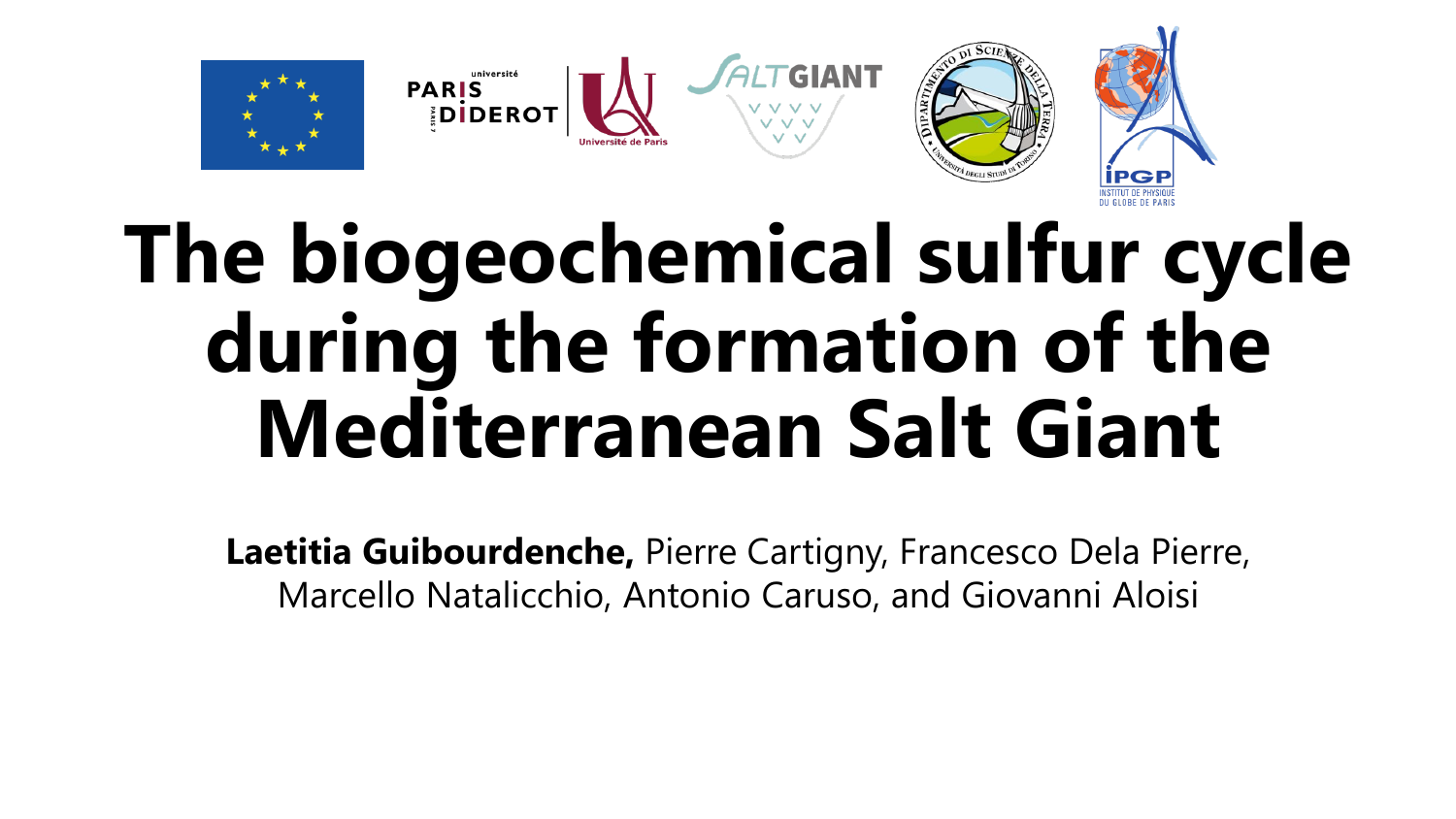# The biogeochemical sulfur cycle during the formation of the Mediterranean Salt Giant

**Laetitia Guibourdenche,** Pierre Cartigny, Francesco Dela Pierre, Marcello Natalicchio, Antonio Caruso, and Giovanni Aloisi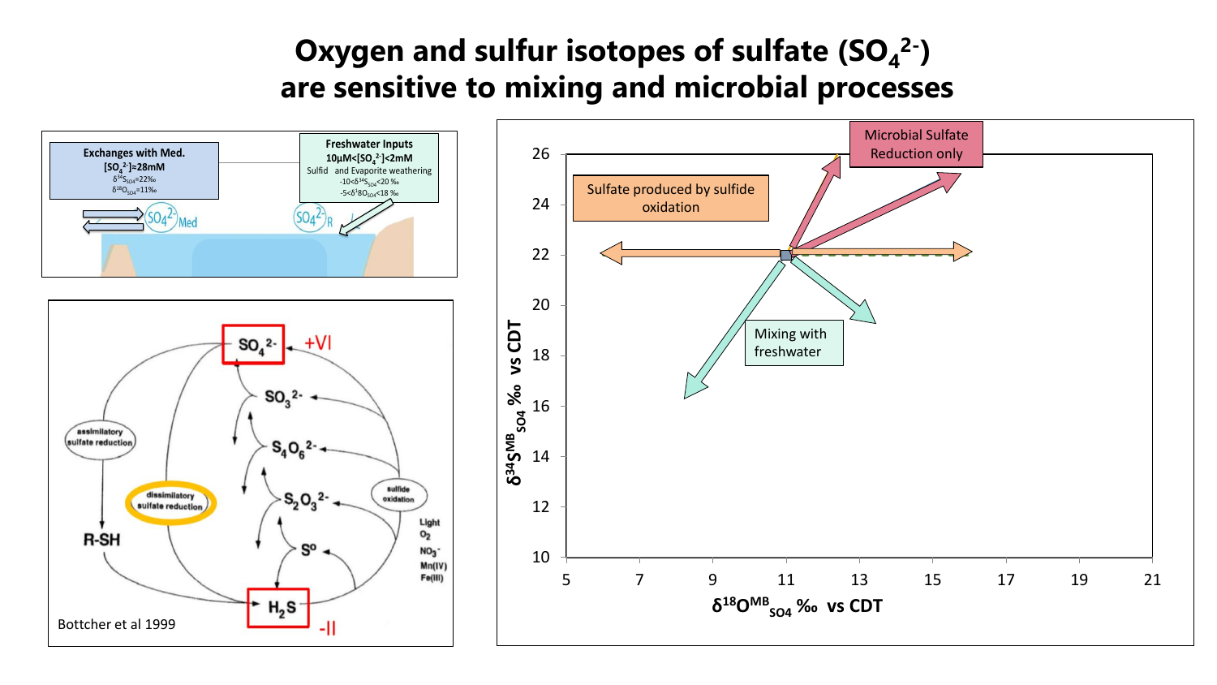# Oxygen and sulfur isotopes of sulfate ($SO_4^{2-}$) are sensitive to mixing and microbial processes

**Exchanges with Med.**
**$[SO_4^{2-}]$≈28mM**
$\delta^{34}S_{SO4}$=22‰
$\delta^{18}O_{SO4}$=11‰

$SO_4^{2-}$ Med

**Freshwater Inputs**
**10µM<$[SO_4^{2-}]$<2mM**
Sulfid and Evaporite weathering
-10<$\delta^{34}S_{SO4}$<20 ‰
-5<$\delta^{18}O_{SO4}$<18 ‰

$SO_4^{2-}$ R

$SO_4^{2-}$ +VI

$SO_3^{2-}$

$S_4O_6^{2-}$

$S_2O_3^{2-}$

$S^o$

$H_2S$ -II

assimilatory sulfate reduction

dissimilatory sulfate reduction

sulfide oxidation

R-SH

Light
$O_2$
$NO_3^-$
Mn(IV)
Fe(III)

Bottcher et al 1999

Microbial Sulfate Reduction only

Sulfate produced by sulfide oxidation

Mixing with freshwater

$\delta^{34}S^{MB}_{SO4}$ ‰ vs CDT

$\delta^{18}O^{MB}_{SO4}$ ‰ vs CDT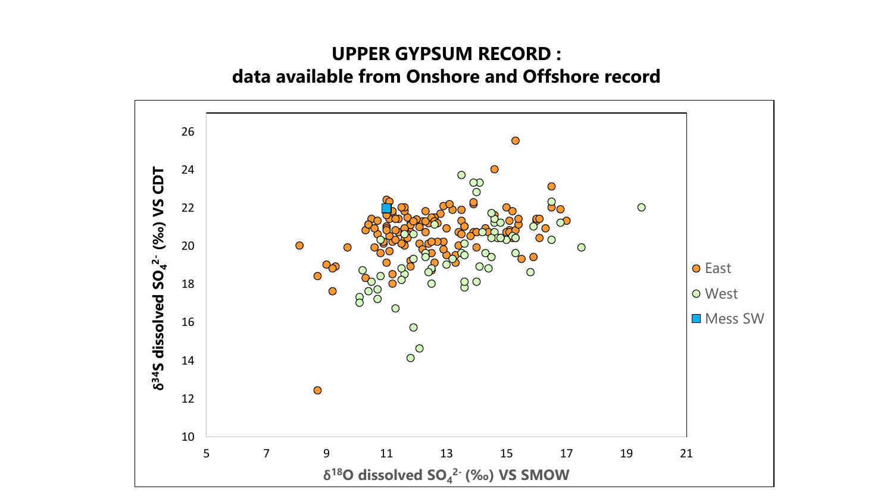# UPPER GYPSUM RECORD : data available from Onshore and Offshore record

Scatter plot axes and legend:

- y-axis: $\delta^{34}S$ dissolved $SO_4^{2-}$ (‰) VS CDT (10 to 26)
- x-axis: $\delta^{18}O$ dissolved $SO_4^{2-}$ (‰) VS SMOW (5 to 21)
- Legend: East, West, Mess SW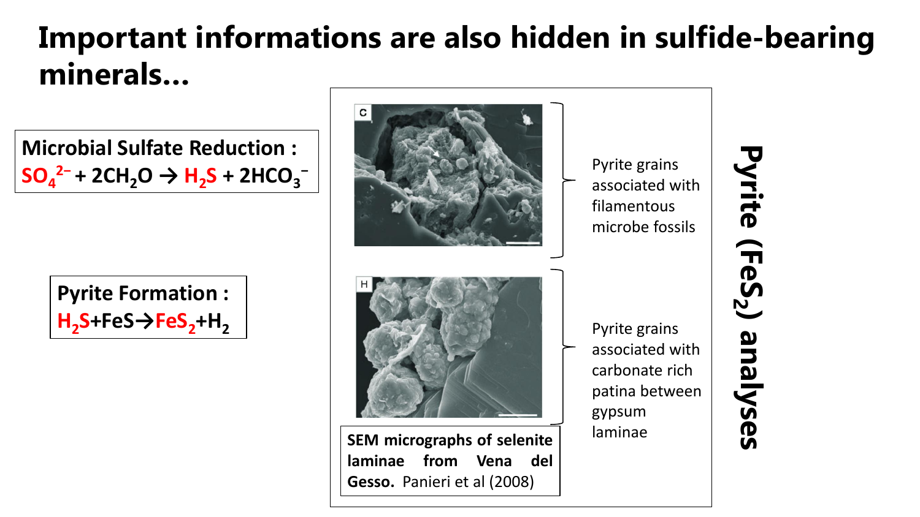# Important informations are also hidden in sulfide-bearing minerals...

**Microbial Sulfate Reduction :**
$SO_4^{2-} + 2CH_2O \rightarrow H_2S + 2HCO_3^{-}$

**Pyrite Formation :**
$H_2S + FeS \rightarrow FeS_2 + H_2$

Pyrite grains associated with filamentous microbe fossils

Pyrite grains associated with carbonate rich patina between gypsum laminae

**SEM micrographs of selenite laminae from Vena del Gesso.** Panieri et al (2008)

**Pyrite ($FeS_2$) analyses**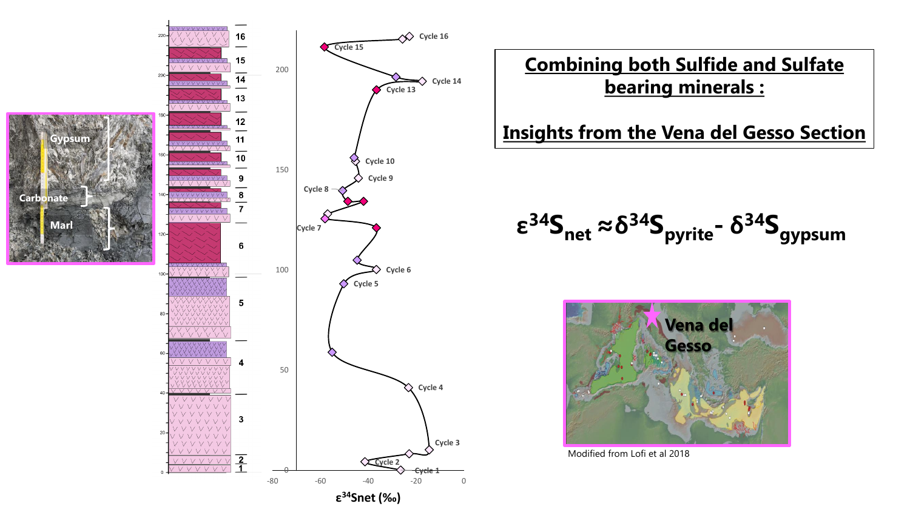## Combining both Sulfide and Sulfate bearing minerals :

## Insights from the Vena del Gesso Section

$$\varepsilon^{34}S_{net} \approx \delta^{34}S_{pyrite} - \delta^{34}S_{gypsum}$$

Gypsum

Carbonate

Marl

16
15
14
13
12
11
10
9
8
7
6
5
4
3
2
1

0
20
40
60
80
100
120
140
160
180
200
220

Cycle 16
Cycle 15
Cycle 14
Cycle 13
Cycle 10
Cycle 9
Cycle 8
Cycle 7
Cycle 6
Cycle 5
Cycle 4
Cycle 3
Cycle 2
Cycle 1

0
50
100
150
200

-80
-60
-40
-20
0

$\varepsilon^{34}$Snet (‰)

Vena del Gesso

Modified from Lofi et al 2018